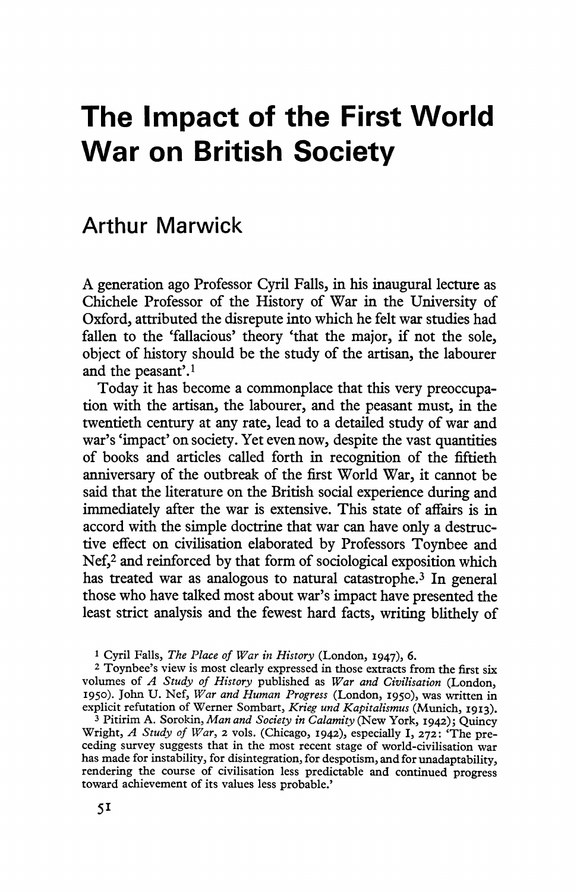# The Impact of the First World War on British Society

## Arthur Marwick

A generation ago Professor Cyril Falls, in his inaugural lecture as Chichele Professor of the History of War in the University of Oxford, attributed the disrepute into which he felt war studies had fallen to the 'fallacious' theory 'that the major, if not the sole, object of history should be the study of the artisan, the labourer and the peasant'.[1]

Today it has become a commonplace that this very preoccupation with the artisan, the labourer, and the peasant must, in the twentieth century at any rate, lead to a detailed study of war and war's 'impact' on society. Yet even now, despite the vast quantities of books and articles called forth in recognition of the fiftieth anniversary of the outbreak of the first World War, it cannot be said that the literature on the British social experience during and immediately after the war is extensive. This state of affairs is in accord with the simple doctrine that war can have only a destructive effect on civilisation elaborated by Professors Toynbee and Nef,[2] and reinforced by that form of sociological exposition which has treated war as analogous to natural catastrophe.[3] In general those who have talked most about war's impact have presented the least strict analysis and the fewest hard facts, writing blithely of

[1] Cyril Falls, *The Place of War in History* (London, 1947), 6.

[2] Toynbee's view is most clearly expressed in those extracts from the first six volumes of *A Study of History* published as *War and Civilisation* (London, 1950). John U. Nef, *War and Human Progress* (London, 1950), was written in explicit refutation of Werner Sombart, *Krieg und Kapitalismus* (Munich, 1913).

[3] Pitirim A. Sorokin, *Man and Society in Calamity* (New York, 1942); Quincy Wright, *A Study of War*, 2 vols. (Chicago, 1942), especially I, 272: 'The preceding survey suggests that in the most recent stage of world-civilisation war has made for instability, for disintegration, for despotism, and for unadaptability, rendering the course of civilisation less predictable and continued progress toward achievement of its values less probable.'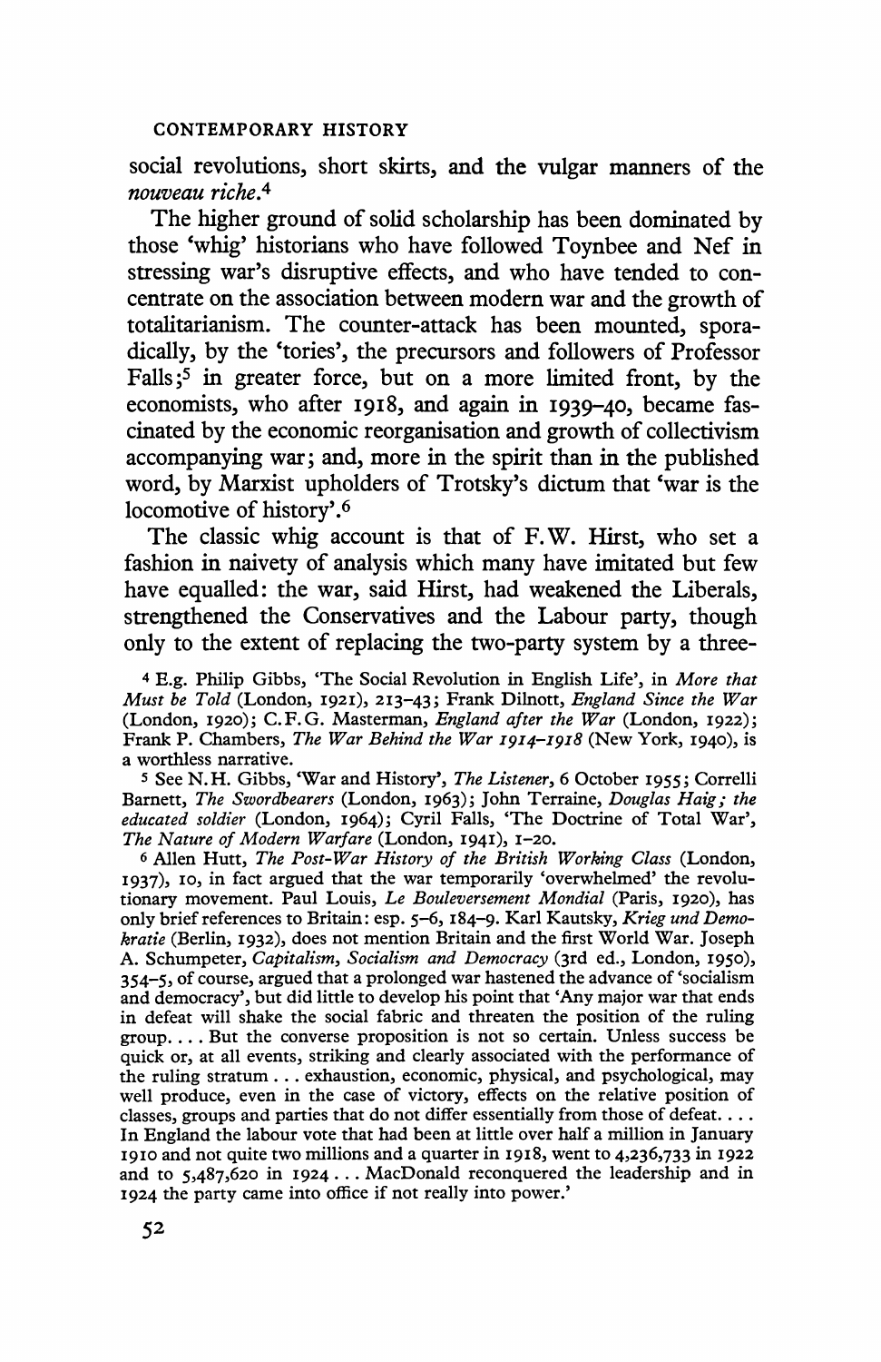social revolutions, short skirts, and the vulgar manners of the *nouveau riche*.[4]

The higher ground of solid scholarship has been dominated by those 'whig' historians who have followed Toynbee and Nef in stressing war's disruptive effects, and who have tended to concentrate on the association between modern war and the growth of totalitarianism. The counter-attack has been mounted, sporadically, by the 'tories', the precursors and followers of Professor Falls;[5] in greater force, but on a more limited front, by the economists, who after 1918, and again in 1939–40, became fascinated by the economic reorganisation and growth of collectivism accompanying war; and, more in the spirit than in the published word, by Marxist upholders of Trotsky's dictum that 'war is the locomotive of history'.[6]

The classic whig account is that of F.W. Hirst, who set a fashion in naivety of analysis which many have imitated but few have equalled: the war, said Hirst, had weakened the Liberals, strengthened the Conservatives and the Labour party, though only to the extent of replacing the two-party system by a three-

[4] E.g. Philip Gibbs, 'The Social Revolution in English Life', in *More that Must be Told* (London, 1921), 213–43; Frank Dilnott, *England Since the War* (London, 1920); C.F.G. Masterman, *England after the War* (London, 1922); Frank P. Chambers, *The War Behind the War 1914–1918* (New York, 1940), is a worthless narrative.

[5] See N.H. Gibbs, 'War and History', *The Listener*, 6 October 1955; Correlli Barnett, *The Swordbearers* (London, 1963); John Terraine, *Douglas Haig; the educated soldier* (London, 1964); Cyril Falls, 'The Doctrine of Total War', *The Nature of Modern Warfare* (London, 1941), 1–20.

[6] Allen Hutt, *The Post-War History of the British Working Class* (London, 1937), 10, in fact argued that the war temporarily 'overwhelmed' the revolutionary movement. Paul Louis, *Le Bouleversement Mondial* (Paris, 1920), has only brief references to Britain: esp. 5–6, 184–9. Karl Kautsky, *Krieg und Demokratie* (Berlin, 1932), does not mention Britain and the first World War. Joseph A. Schumpeter, *Capitalism, Socialism and Democracy* (3rd ed., London, 1950), 354–5, of course, argued that a prolonged war hastened the advance of 'socialism and democracy', but did little to develop his point that 'Any major war that ends in defeat will shake the social fabric and threaten the position of the ruling group. . . . But the converse proposition is not so certain. Unless success be quick or, at all events, striking and clearly associated with the performance of the ruling stratum . . . exhaustion, economic, physical, and psychological, may well produce, even in the case of victory, effects on the relative position of classes, groups and parties that do not differ essentially from those of defeat. . . . In England the labour vote that had been at little over half a million in January 1910 and not quite two millions and a quarter in 1918, went to 4,236,733 in 1922 and to 5,487,620 in 1924 . . . MacDonald reconquered the leadership and in 1924 the party came into office if not really into power.'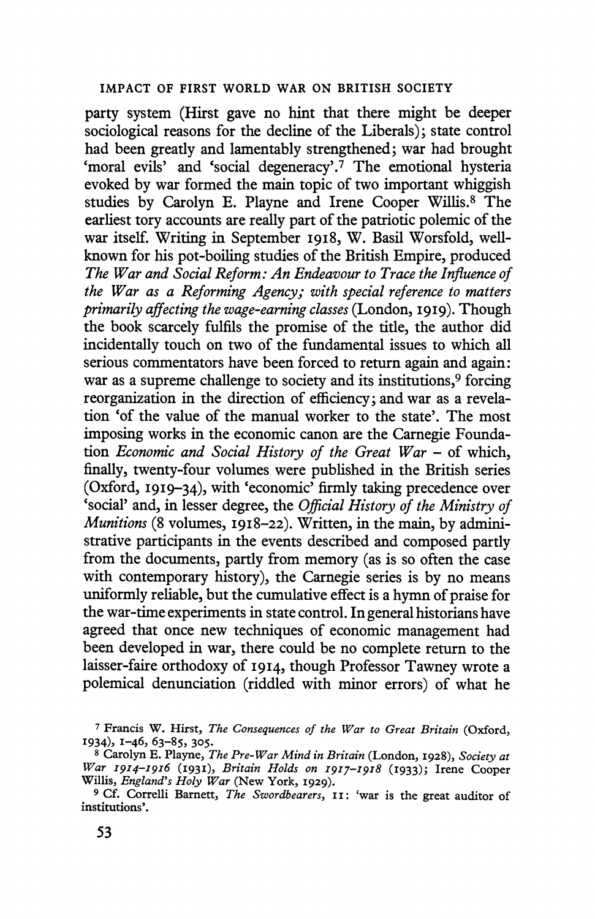party system (Hirst gave no hint that there might be deeper sociological reasons for the decline of the Liberals); state control had been greatly and lamentably strengthened; war had brought 'moral evils' and 'social degeneracy'.[7] The emotional hysteria evoked by war formed the main topic of two important whiggish studies by Carolyn E. Playne and Irene Cooper Willis.[8] The earliest tory accounts are really part of the patriotic polemic of the war itself. Writing in September 1918, W. Basil Worsfold, well-known for his pot-boiling studies of the British Empire, produced *The War and Social Reform: An Endeavour to Trace the Influence of the War as a Reforming Agency; with special reference to matters primarily affecting the wage-earning classes* (London, 1919). Though the book scarcely fulfils the promise of the title, the author did incidentally touch on two of the fundamental issues to which all serious commentators have been forced to return again and again: war as a supreme challenge to society and its institutions,[9] forcing reorganization in the direction of efficiency; and war as a revelation 'of the value of the manual worker to the state'. The most imposing works in the economic canon are the Carnegie Foundation *Economic and Social History of the Great War* – of which, finally, twenty-four volumes were published in the British series (Oxford, 1919–34), with 'economic' firmly taking precedence over 'social' and, in lesser degree, the *Official History of the Ministry of Munitions* (8 volumes, 1918–22). Written, in the main, by administrative participants in the events described and composed partly from the documents, partly from memory (as is so often the case with contemporary history), the Carnegie series is by no means uniformly reliable, but the cumulative effect is a hymn of praise for the war-time experiments in state control. In general historians have agreed that once new techniques of economic management had been developed in war, there could be no complete return to the laisser-faire orthodoxy of 1914, though Professor Tawney wrote a polemical denunciation (riddled with minor errors) of what he

[7] Francis W. Hirst, *The Consequences of the War to Great Britain* (Oxford, 1934), 1–46, 63–85, 305.

[8] Carolyn E. Playne, *The Pre-War Mind in Britain* (London, 1928), *Society at War 1914–1916* (1931), *Britain Holds on 1917–1918* (1933); Irene Cooper Willis, *England's Holy War* (New York, 1929).

[9] Cf. Correlli Barnett, *The Swordbearers*, 11: 'war is the great auditor of institutions'.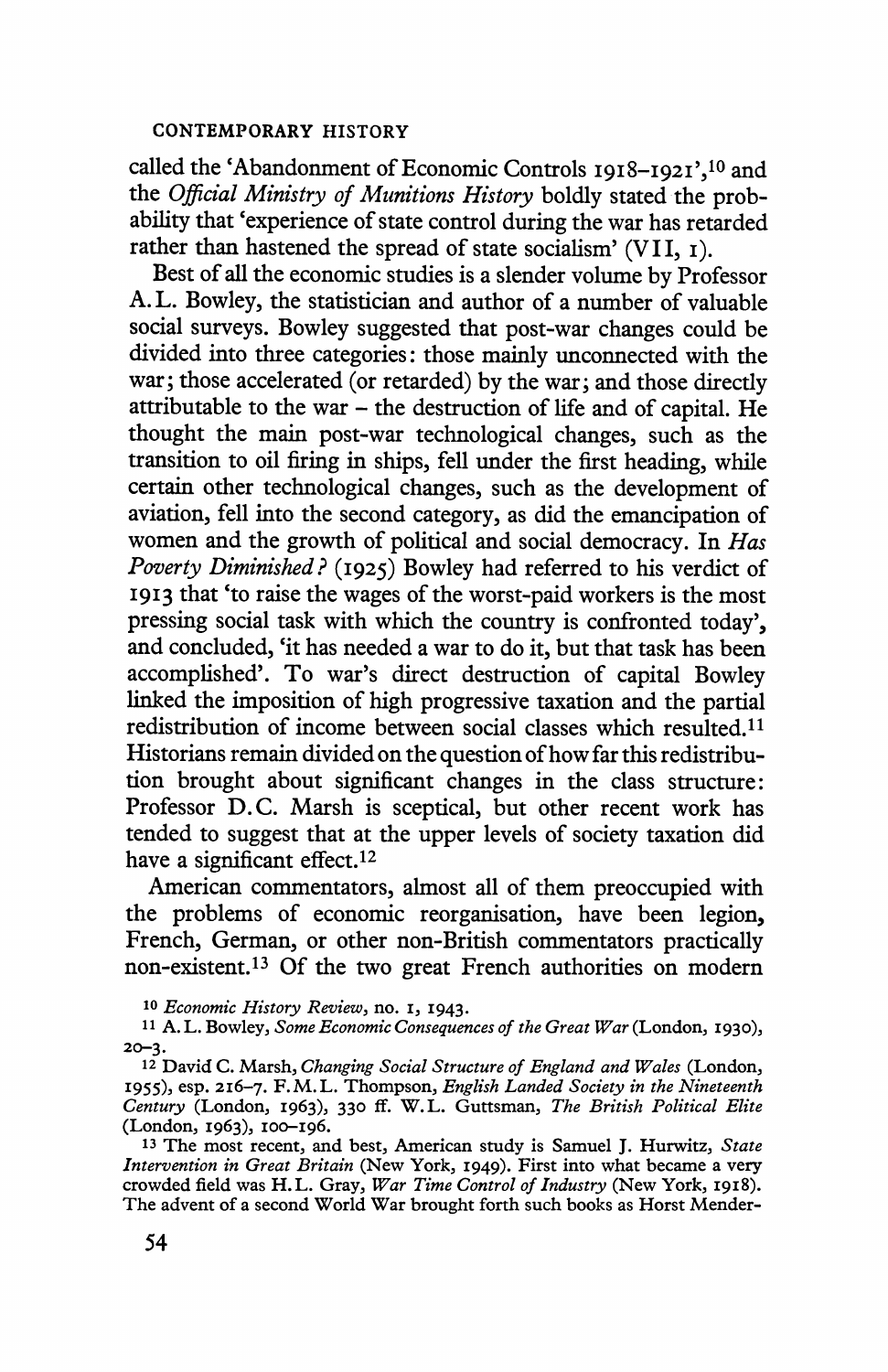called the 'Abandonment of Economic Controls 1918–1921',[10] and the *Official Ministry of Munitions History* boldly stated the probability that 'experience of state control during the war has retarded rather than hastened the spread of state socialism' (VII, 1).

Best of all the economic studies is a slender volume by Professor A.L. Bowley, the statistician and author of a number of valuable social surveys. Bowley suggested that post-war changes could be divided into three categories: those mainly unconnected with the war; those accelerated (or retarded) by the war; and those directly attributable to the war – the destruction of life and of capital. He thought the main post-war technological changes, such as the transition to oil firing in ships, fell under the first heading, while certain other technological changes, such as the development of aviation, fell into the second category, as did the emancipation of women and the growth of political and social democracy. In *Has Poverty Diminished?* (1925) Bowley had referred to his verdict of 1913 that 'to raise the wages of the worst-paid workers is the most pressing social task with which the country is confronted today', and concluded, 'it has needed a war to do it, but that task has been accomplished'. To war's direct destruction of capital Bowley linked the imposition of high progressive taxation and the partial redistribution of income between social classes which resulted.[11] Historians remain divided on the question of how far this redistribution brought about significant changes in the class structure: Professor D.C. Marsh is sceptical, but other recent work has tended to suggest that at the upper levels of society taxation did have a significant effect.[12]

American commentators, almost all of them preoccupied with the problems of economic reorganisation, have been legion, French, German, or other non-British commentators practically non-existent.[13] Of the two great French authorities on modern

[10] *Economic History Review*, no. 1, 1943.

[11] A.L. Bowley, *Some Economic Consequences of the Great War* (London, 1930), 20–3.

[12] David C. Marsh, *Changing Social Structure of England and Wales* (London, 1955), esp. 216–7. F.M.L. Thompson, *English Landed Society in the Nineteenth Century* (London, 1963), 330 ff. W.L. Guttsman, *The British Political Elite* (London, 1963), 100–196.

[13] The most recent, and best, American study is Samuel J. Hurwitz, *State Intervention in Great Britain* (New York, 1949). First into what became a very crowded field was H.L. Gray, *War Time Control of Industry* (New York, 1918). The advent of a second World War brought forth such books as Horst Mender-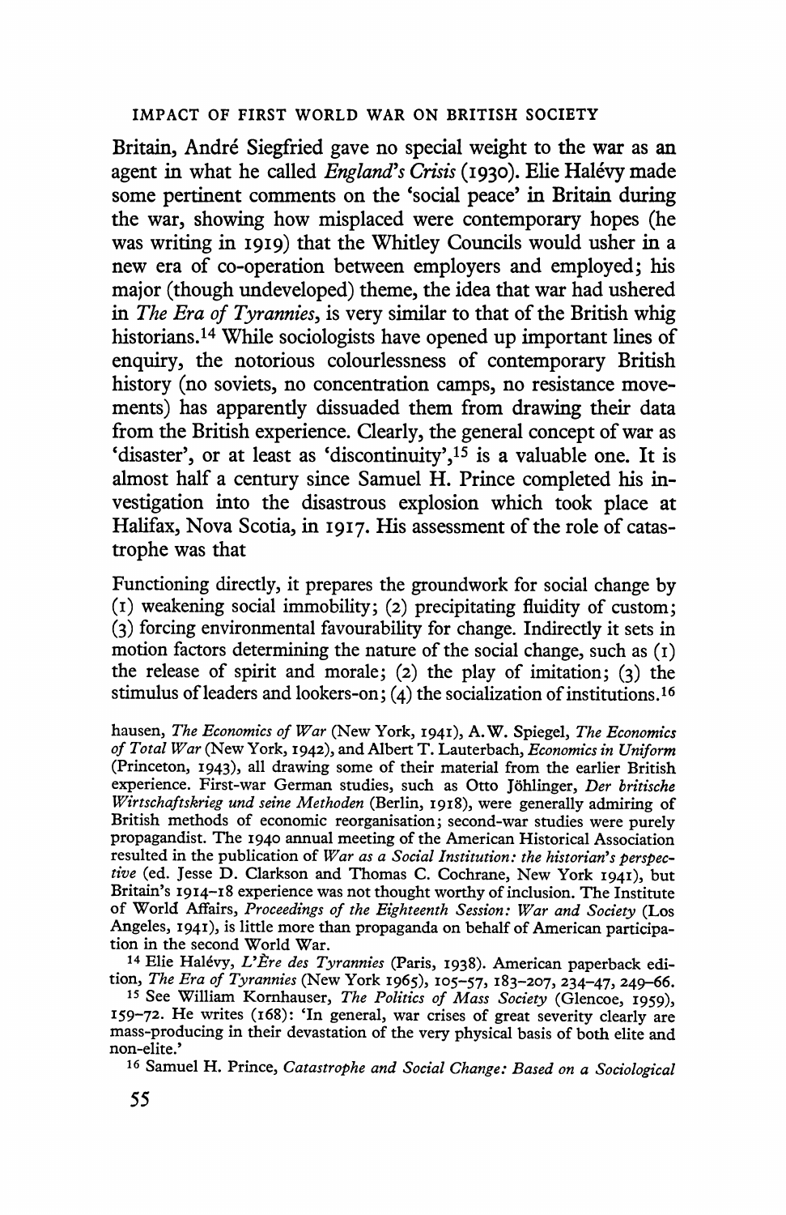Britain, André Siegfried gave no special weight to the war as an agent in what he called *England's Crisis* (1930). Elie Halévy made some pertinent comments on the 'social peace' in Britain during the war, showing how misplaced were contemporary hopes (he was writing in 1919) that the Whitley Councils would usher in a new era of co-operation between employers and employed; his major (though undeveloped) theme, the idea that war had ushered in *The Era of Tyrannies*, is very similar to that of the British whig historians.[14] While sociologists have opened up important lines of enquiry, the notorious colourlessness of contemporary British history (no soviets, no concentration camps, no resistance movements) has apparently dissuaded them from drawing their data from the British experience. Clearly, the general concept of war as 'disaster', or at least as 'discontinuity',[15] is a valuable one. It is almost half a century since Samuel H. Prince completed his investigation into the disastrous explosion which took place at Halifax, Nova Scotia, in 1917. His assessment of the role of catastrophe was that

> Functioning directly, it prepares the groundwork for social change by (1) weakening social immobility; (2) precipitating fluidity of custom; (3) forcing environmental favourability for change. Indirectly it sets in motion factors determining the nature of the social change, such as (1) the release of spirit and morale; (2) the play of imitation; (3) the stimulus of leaders and lookers-on; (4) the socialization of institutions.[16]

---

hausen, *The Economics of War* (New York, 1941), A.W. Spiegel, *The Economics of Total War* (New York, 1942), and Albert T. Lauterbach, *Economics in Uniform* (Princeton, 1943), all drawing some of their material from the earlier British experience. First-war German studies, such as Otto Jöhlinger, *Der britische Wirtschaftskrieg und seine Methoden* (Berlin, 1918), were generally admiring of British methods of economic reorganisation; second-war studies were purely propagandist. The 1940 annual meeting of the American Historical Association resulted in the publication of *War as a Social Institution: the historian's perspective* (ed. Jesse D. Clarkson and Thomas C. Cochrane, New York 1941), but Britain's 1914–18 experience was not thought worthy of inclusion. The Institute of World Affairs, *Proceedings of the Eighteenth Session: War and Society* (Los Angeles, 1941), is little more than propaganda on behalf of American participation in the second World War.

[14] Elie Halévy, *L'Ère des Tyrannies* (Paris, 1938). American paperback edition, *The Era of Tyrannies* (New York 1965), 105–57, 183–207, 234–47, 249–66.

[15] See William Kornhauser, *The Politics of Mass Society* (Glencoe, 1959), 159–72. He writes (168): 'In general, war crises of great severity clearly are mass-producing in their devastation of the very physical basis of both elite and non-elite.'

[16] Samuel H. Prince, *Catastrophe and Social Change: Based on a Sociological*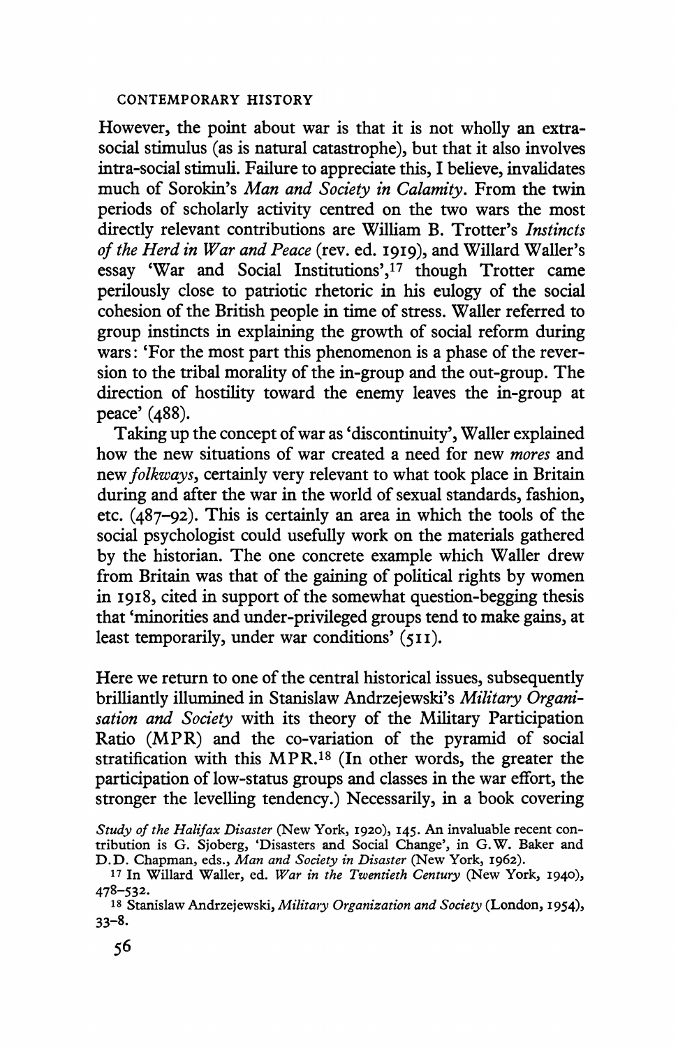However, the point about war is that it is not wholly an extra-social stimulus (as is natural catastrophe), but that it also involves intra-social stimuli. Failure to appreciate this, I believe, invalidates much of Sorokin's *Man and Society in Calamity*. From the twin periods of scholarly activity centred on the two wars the most directly relevant contributions are William B. Trotter's *Instincts of the Herd in War and Peace* (rev. ed. 1919), and Willard Waller's essay 'War and Social Institutions',[17] though Trotter came perilously close to patriotic rhetoric in his eulogy of the social cohesion of the British people in time of stress. Waller referred to group instincts in explaining the growth of social reform during wars: 'For the most part this phenomenon is a phase of the reversion to the tribal morality of the in-group and the out-group. The direction of hostility toward the enemy leaves the in-group at peace' (488).

Taking up the concept of war as 'discontinuity', Waller explained how the new situations of war created a need for new *mores* and new *folkways*, certainly very relevant to what took place in Britain during and after the war in the world of sexual standards, fashion, etc. (487–92). This is certainly an area in which the tools of the social psychologist could usefully work on the materials gathered by the historian. The one concrete example which Waller drew from Britain was that of the gaining of political rights by women in 1918, cited in support of the somewhat question-begging thesis that 'minorities and under-privileged groups tend to make gains, at least temporarily, under war conditions' (511).

Here we return to one of the central historical issues, subsequently brilliantly illumined in Stanislaw Andrzejewski's *Military Organisation and Society* with its theory of the Military Participation Ratio (MPR) and the co-variation of the pyramid of social stratification with this MPR.[18] (In other words, the greater the participation of low-status groups and classes in the war effort, the stronger the levelling tendency.) Necessarily, in a book covering

*Study of the Halifax Disaster* (New York, 1920), 145. An invaluable recent contribution is G. Sjoberg, 'Disasters and Social Change', in G.W. Baker and D.D. Chapman, eds., *Man and Society in Disaster* (New York, 1962).

[17] In Willard Waller, ed. *War in the Twentieth Century* (New York, 1940), 478–532.

[18] Stanislaw Andrzejewski, *Military Organization and Society* (London, 1954), 33–8.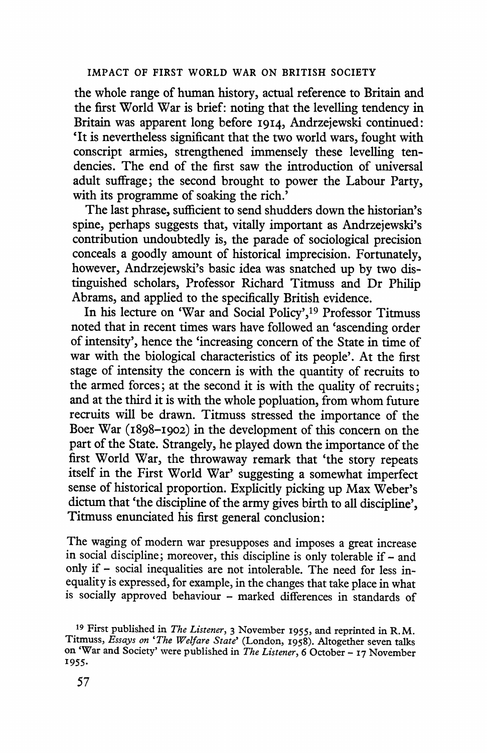the whole range of human history, actual reference to Britain and the first World War is brief: noting that the levelling tendency in Britain was apparent long before 1914, Andrzejewski continued: 'It is nevertheless significant that the two world wars, fought with conscript armies, strengthened immensely these levelling tendencies. The end of the first saw the introduction of universal adult suffrage; the second brought to power the Labour Party, with its programme of soaking the rich.'

The last phrase, sufficient to send shudders down the historian's spine, perhaps suggests that, vitally important as Andrzejewski's contribution undoubtedly is, the parade of sociological precision conceals a goodly amount of historical imprecision. Fortunately, however, Andrzejewski's basic idea was snatched up by two distinguished scholars, Professor Richard Titmuss and Dr Philip Abrams, and applied to the specifically British evidence.

In his lecture on 'War and Social Policy',[19] Professor Titmuss noted that in recent times wars have followed an 'ascending order of intensity', hence the 'increasing concern of the State in time of war with the biological characteristics of its people'. At the first stage of intensity the concern is with the quantity of recruits to the armed forces; at the second it is with the quality of recruits; and at the third it is with the whole popluation, from whom future recruits will be drawn. Titmuss stressed the importance of the Boer War (1898–1902) in the development of this concern on the part of the State. Strangely, he played down the importance of the first World War, the throwaway remark that 'the story repeats itself in the First World War' suggesting a somewhat imperfect sense of historical proportion. Explicitly picking up Max Weber's dictum that 'the discipline of the army gives birth to all discipline', Titmuss enunciated his first general conclusion:

> The waging of modern war presupposes and imposes a great increase in social discipline; moreover, this discipline is only tolerable if – and only if – social inequalities are not intolerable. The need for less inequality is expressed, for example, in the changes that take place in what is socially approved behaviour – marked differences in standards of

[19] First published in *The Listener*, 3 November 1955, and reprinted in R.M. Titmuss, *Essays on 'The Welfare State'* (London, 1958). Altogether seven talks on 'War and Society' were published in *The Listener*, 6 October – 17 November 1955.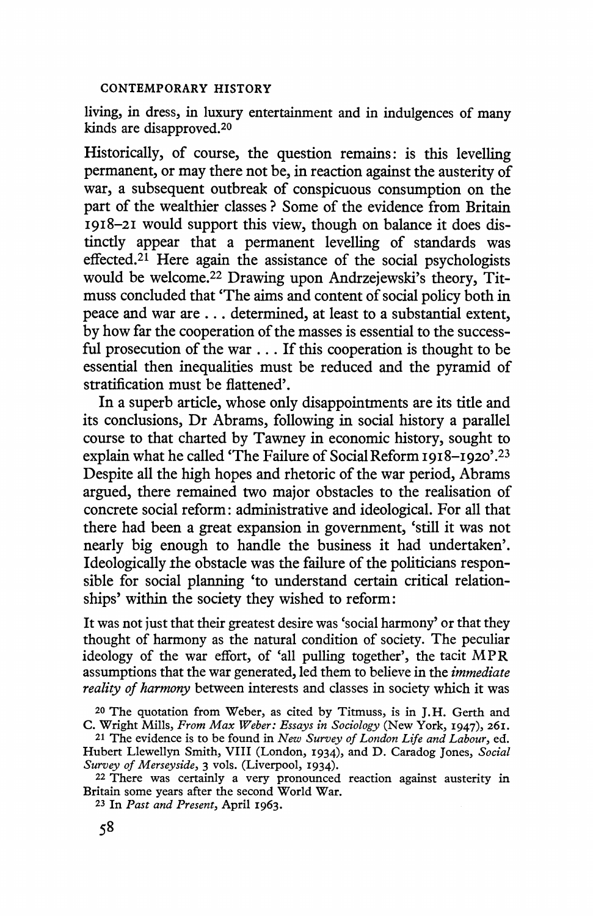living, in dress, in luxury entertainment and in indulgences of many kinds are disapproved.[20]

Historically, of course, the question remains: is this levelling permanent, or may there not be, in reaction against the austerity of war, a subsequent outbreak of conspicuous consumption on the part of the wealthier classes? Some of the evidence from Britain 1918–21 would support this view, though on balance it does distinctly appear that a permanent levelling of standards was effected.[21] Here again the assistance of the social psychologists would be welcome.[22] Drawing upon Andrzejewski's theory, Titmuss concluded that 'The aims and content of social policy both in peace and war are . . . determined, at least to a substantial extent, by how far the cooperation of the masses is essential to the successful prosecution of the war . . . If this cooperation is thought to be essential then inequalities must be reduced and the pyramid of stratification must be flattened'.

In a superb article, whose only disappointments are its title and its conclusions, Dr Abrams, following in social history a parallel course to that charted by Tawney in economic history, sought to explain what he called 'The Failure of Social Reform 1918–1920'.[23] Despite all the high hopes and rhetoric of the war period, Abrams argued, there remained two major obstacles to the realisation of concrete social reform: administrative and ideological. For all that there had been a great expansion in government, 'still it was not nearly big enough to handle the business it had undertaken'. Ideologically the obstacle was the failure of the politicians responsible for social planning 'to understand certain critical relationships' within the society they wished to reform:

It was not just that their greatest desire was 'social harmony' or that they thought of harmony as the natural condition of society. The peculiar ideology of the war effort, of 'all pulling together', the tacit MPR assumptions that the war generated, led them to believe in the *immediate reality of harmony* between interests and classes in society which it was

[20] The quotation from Weber, as cited by Titmuss, is in J.H. Gerth and C. Wright Mills, *From Max Weber: Essays in Sociology* (New York, 1947), 261.

[21] The evidence is to be found in *New Survey of London Life and Labour*, ed. Hubert Llewellyn Smith, VIII (London, 1934), and D. Caradog Jones, *Social Survey of Merseyside*, 3 vols. (Liverpool, 1934).

[22] There was certainly a very pronounced reaction against austerity in Britain some years after the second World War.

[23] In *Past and Present*, April 1963.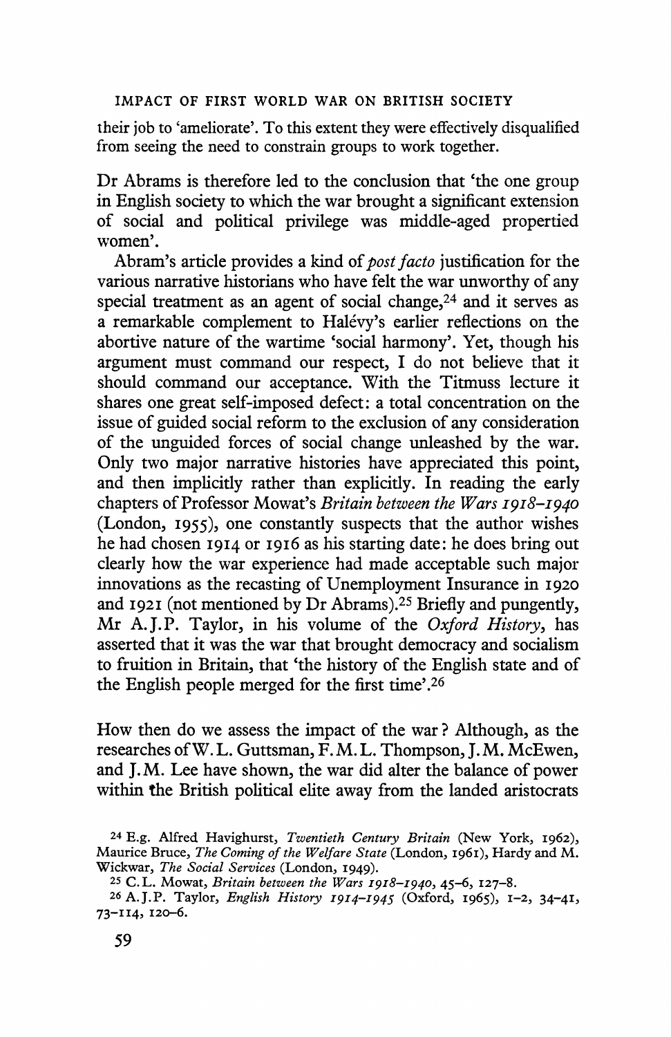their job to 'ameliorate'. To this extent they were effectively disqualified from seeing the need to constrain groups to work together.

Dr Abrams is therefore led to the conclusion that 'the one group in English society to which the war brought a significant extension of social and political privilege was middle-aged propertied women'.

Abram's article provides a kind of *post facto* justification for the various narrative historians who have felt the war unworthy of any special treatment as an agent of social change,[24] and it serves as a remarkable complement to Halévy's earlier reflections on the abortive nature of the wartime 'social harmony'. Yet, though his argument must command our respect, I do not believe that it should command our acceptance. With the Titmuss lecture it shares one great self-imposed defect: a total concentration on the issue of guided social reform to the exclusion of any consideration of the unguided forces of social change unleashed by the war. Only two major narrative histories have appreciated this point, and then implicitly rather than explicitly. In reading the early chapters of Professor Mowat's *Britain between the Wars 1918–1940* (London, 1955), one constantly suspects that the author wishes he had chosen 1914 or 1916 as his starting date: he does bring out clearly how the war experience had made acceptable such major innovations as the recasting of Unemployment Insurance in 1920 and 1921 (not mentioned by Dr Abrams).[25] Briefly and pungently, Mr A.J.P. Taylor, in his volume of the *Oxford History*, has asserted that it was the war that brought democracy and socialism to fruition in Britain, that 'the history of the English state and of the English people merged for the first time'.[26]

How then do we assess the impact of the war? Although, as the researches of W. L. Guttsman, F. M. L. Thompson, J. M. McEwen, and J. M. Lee have shown, the war did alter the balance of power within the British political elite away from the landed aristocrats

[24] E.g. Alfred Havighurst, *Twentieth Century Britain* (New York, 1962), Maurice Bruce, *The Coming of the Welfare State* (London, 1961), Hardy and M. Wickwar, *The Social Services* (London, 1949).

[25] C.L. Mowat, *Britain between the Wars 1918–1940*, 45–6, 127–8.

[26] A.J.P. Taylor, *English History 1914–1945* (Oxford, 1965), 1–2, 34–41, 73–114, 120–6.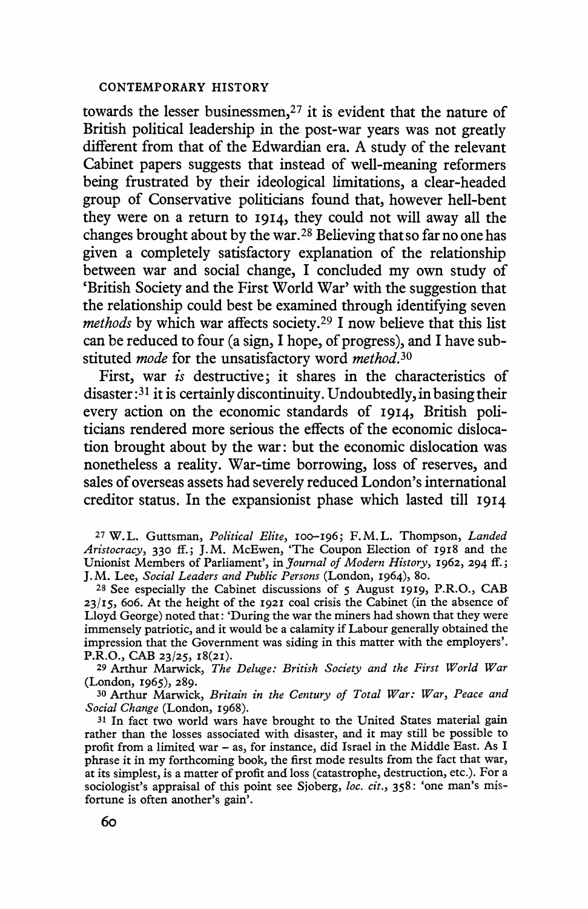towards the lesser businessmen,[27] it is evident that the nature of British political leadership in the post-war years was not greatly different from that of the Edwardian era. A study of the relevant Cabinet papers suggests that instead of well-meaning reformers being frustrated by their ideological limitations, a clear-headed group of Conservative politicians found that, however hell-bent they were on a return to 1914, they could not will away all the changes brought about by the war.[28] Believing that so far no one has given a completely satisfactory explanation of the relationship between war and social change, I concluded my own study of 'British Society and the First World War' with the suggestion that the relationship could best be examined through identifying seven *methods* by which war affects society.[29] I now believe that this list can be reduced to four (a sign, I hope, of progress), and I have substituted *mode* for the unsatisfactory word *method*.[30]

First, war *is* destructive; it shares in the characteristics of disaster:[31] it is certainly discontinuity. Undoubtedly, in basing their every action on the economic standards of 1914, British politicians rendered more serious the effects of the economic dislocation brought about by the war: but the economic dislocation was nonetheless a reality. War-time borrowing, loss of reserves, and sales of overseas assets had severely reduced London's international creditor status. In the expansionist phase which lasted till 1914

[27] W.L. Guttsman, *Political Elite*, 100–196; F.M.L. Thompson, *Landed Aristocracy*, 330 ff.; J.M. McEwen, 'The Coupon Election of 1918 and the Unionist Members of Parliament', in *Journal of Modern History*, 1962, 294 ff.; J.M. Lee, *Social Leaders and Public Persons* (London, 1964), 80.

[28] See especially the Cabinet discussions of 5 August 1919, P.R.O., CAB 23/15, 606. At the height of the 1921 coal crisis the Cabinet (in the absence of Lloyd George) noted that: 'During the war the miners had shown that they were immensely patriotic, and it would be a calamity if Labour generally obtained the impression that the Government was siding in this matter with the employers'. P.R.O., CAB 23/25, 18(21).

[29] Arthur Marwick, *The Deluge: British Society and the First World War* (London, 1965), 289.

[30] Arthur Marwick, *Britain in the Century of Total War: War, Peace and Social Change* (London, 1968).

[31] In fact two world wars have brought to the United States material gain rather than the losses associated with disaster, and it may still be possible to profit from a limited war – as, for instance, did Israel in the Middle East. As I phrase it in my forthcoming book, the first mode results from the fact that war, at its simplest, is a matter of profit and loss (catastrophe, destruction, etc.). For a sociologist's appraisal of this point see Sjoberg, *loc. cit.*, 358: 'one man's misfortune is often another's gain'.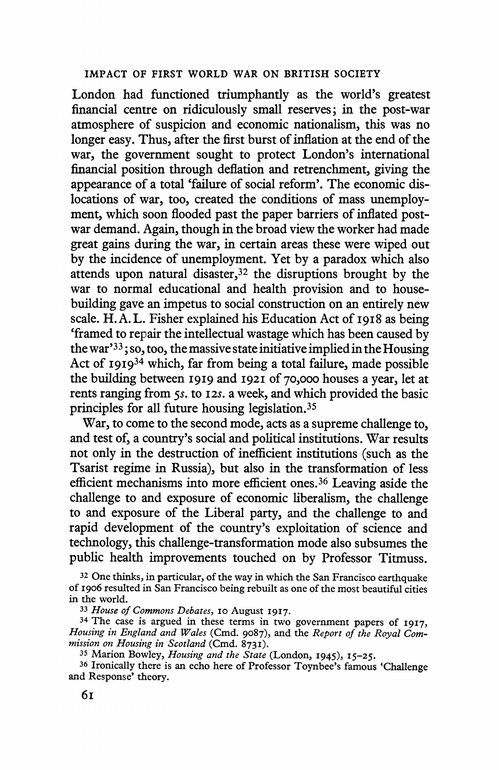London had functioned triumphantly as the world's greatest financial centre on ridiculously small reserves; in the post-war atmosphere of suspicion and economic nationalism, this was no longer easy. Thus, after the first burst of inflation at the end of the war, the government sought to protect London's international financial position through deflation and retrenchment, giving the appearance of a total 'failure of social reform'. The economic dislocations of war, too, created the conditions of mass unemployment, which soon flooded past the paper barriers of inflated post-war demand. Again, though in the broad view the worker had made great gains during the war, in certain areas these were wiped out by the incidence of unemployment. Yet by a paradox which also attends upon natural disaster,[32] the disruptions brought by the war to normal educational and health provision and to house-building gave an impetus to social construction on an entirely new scale. H. A. L. Fisher explained his Education Act of 1918 as being 'framed to repair the intellectual wastage which has been caused by the war'[33]; so, too, the massive state initiative implied in the Housing Act of 1919[34] which, far from being a total failure, made possible the building between 1919 and 1921 of 70,000 houses a year, let at rents ranging from 5*s.* to 12*s.* a week, and which provided the basic principles for all future housing legislation.[35]

War, to come to the second mode, acts as a supreme challenge to, and test of, a country's social and political institutions. War results not only in the destruction of inefficient institutions (such as the Tsarist regime in Russia), but also in the transformation of less efficient mechanisms into more efficient ones.[36] Leaving aside the challenge to and exposure of economic liberalism, the challenge to and exposure of the Liberal party, and the challenge to and rapid development of the country's exploitation of science and technology, this challenge-transformation mode also subsumes the public health improvements touched on by Professor Titmuss.

[32] One thinks, in particular, of the way in which the San Francisco earthquake of 1906 resulted in San Francisco being rebuilt as one of the most beautiful cities in the world.

[33] *House of Commons Debates*, 10 August 1917.

[34] The case is argued in these terms in two government papers of 1917, *Housing in England and Wales* (Cmd. 9087), and the *Report of the Royal Commission on Housing in Scotland* (Cmd. 8731).

[35] Marion Bowley, *Housing and the State* (London, 1945), 15–25.

[36] Ironically there is an echo here of Professor Toynbee's famous 'Challenge and Response' theory.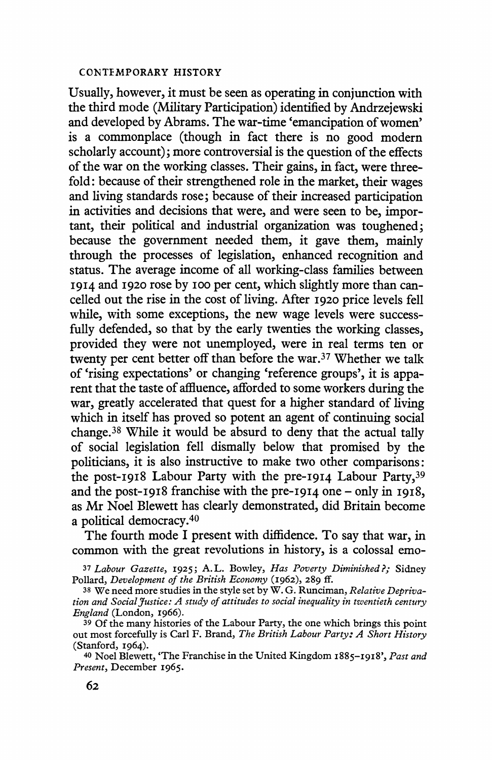Usually, however, it must be seen as operating in conjunction with the third mode (Military Participation) identified by Andrzejewski and developed by Abrams. The war-time 'emancipation of women' is a commonplace (though in fact there is no good modern scholarly account); more controversial is the question of the effects of the war on the working classes. Their gains, in fact, were threefold: because of their strengthened role in the market, their wages and living standards rose; because of their increased participation in activities and decisions that were, and were seen to be, important, their political and industrial organization was toughened; because the government needed them, it gave them, mainly through the processes of legislation, enhanced recognition and status. The average income of all working-class families between 1914 and 1920 rose by 100 per cent, which slightly more than cancelled out the rise in the cost of living. After 1920 price levels fell while, with some exceptions, the new wage levels were successfully defended, so that by the early twenties the working classes, provided they were not unemployed, were in real terms ten or twenty per cent better off than before the war.[37] Whether we talk of 'rising expectations' or changing 'reference groups', it is apparent that the taste of affluence, afforded to some workers during the war, greatly accelerated that quest for a higher standard of living which in itself has proved so potent an agent of continuing social change.[38] While it would be absurd to deny that the actual tally of social legislation fell dismally below that promised by the politicians, it is also instructive to make two other comparisons: the post-1918 Labour Party with the pre-1914 Labour Party,[39] and the post-1918 franchise with the pre-1914 one – only in 1918, as Mr Noel Blewett has clearly demonstrated, did Britain become a political democracy.[40]

The fourth mode I present with diffidence. To say that war, in common with the great revolutions in history, is a colossal emo-

[37] *Labour Gazette*, 1925; A.L. Bowley, *Has Poverty Diminished?*; Sidney Pollard, *Development of the British Economy* (1962), 289 ff.

[38] We need more studies in the style set by W. G. Runciman, *Relative Deprivation and Social Justice: A study of attitudes to social inequality in twentieth century England* (London, 1966).

[39] Of the many histories of the Labour Party, the one which brings this point out most forcefully is Carl F. Brand, *The British Labour Party: A Short History* (Stanford, 1964).

[40] Noel Blewett, 'The Franchise in the United Kingdom 1885–1918', *Past and Present*, December 1965.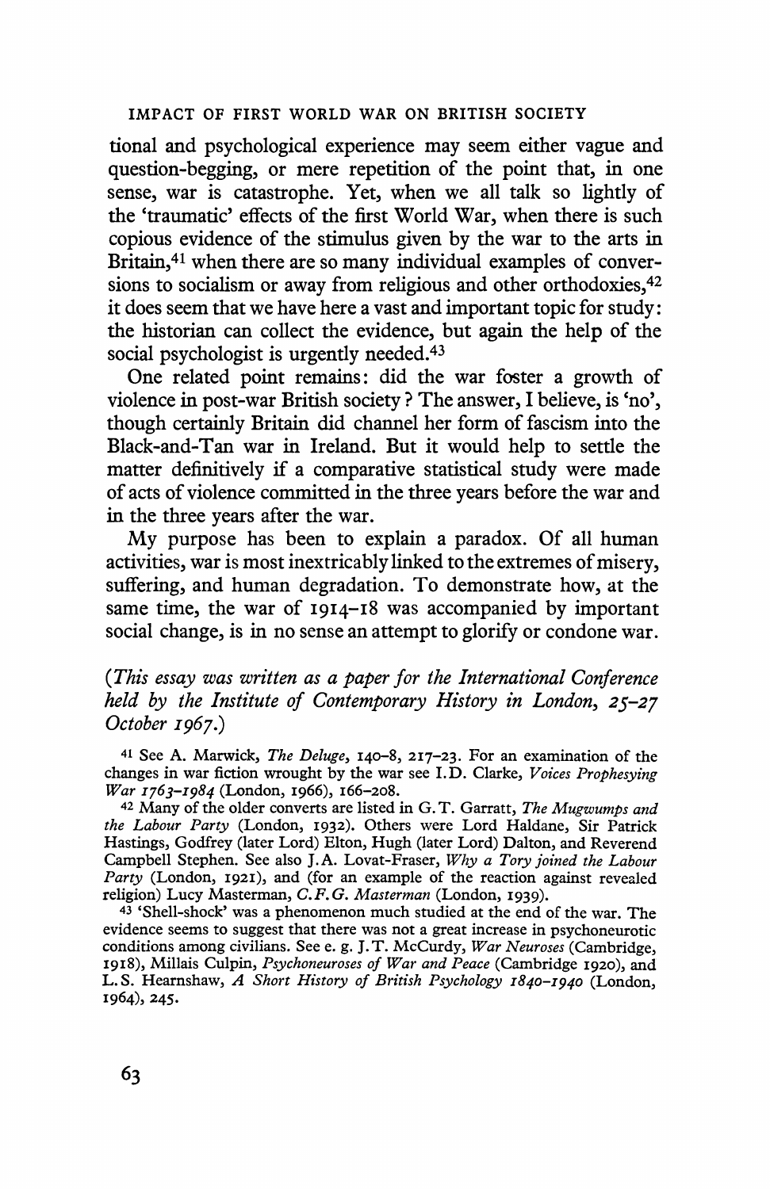tional and psychological experience may seem either vague and question-begging, or mere repetition of the point that, in one sense, war is catastrophe. Yet, when we all talk so lightly of the 'traumatic' effects of the first World War, when there is such copious evidence of the stimulus given by the war to the arts in Britain,[41] when there are so many individual examples of conversions to socialism or away from religious and other orthodoxies,[42] it does seem that we have here a vast and important topic for study: the historian can collect the evidence, but again the help of the social psychologist is urgently needed.[43]

One related point remains: did the war foster a growth of violence in post-war British society? The answer, I believe, is 'no', though certainly Britain did channel her form of fascism into the Black-and-Tan war in Ireland. But it would help to settle the matter definitively if a comparative statistical study were made of acts of violence committed in the three years before the war and in the three years after the war.

My purpose has been to explain a paradox. Of all human activities, war is most inextricably linked to the extremes of misery, suffering, and human degradation. To demonstrate how, at the same time, the war of 1914–18 was accompanied by important social change, is in no sense an attempt to glorify or condone war.

*(This essay was written as a paper for the International Conference held by the Institute of Contemporary History in London, 25–27 October 1967.)*

[41] See A. Marwick, *The Deluge*, 140–8, 217–23. For an examination of the changes in war fiction wrought by the war see I.D. Clarke, *Voices Prophesying War 1763–1984* (London, 1966), 166–208.

[42] Many of the older converts are listed in G.T. Garratt, *The Mugwumps and the Labour Party* (London, 1932). Others were Lord Haldane, Sir Patrick Hastings, Godfrey (later Lord) Elton, Hugh (later Lord) Dalton, and Reverend Campbell Stephen. See also J.A. Lovat-Fraser, *Why a Tory joined the Labour Party* (London, 1921), and (for an example of the reaction against revealed religion) Lucy Masterman, *C.F.G. Masterman* (London, 1939).

[43] 'Shell-shock' was a phenomenon much studied at the end of the war. The evidence seems to suggest that there was not a great increase in psychoneurotic conditions among civilians. See e. g. J.T. McCurdy, *War Neuroses* (Cambridge, 1918), Millais Culpin, *Psychoneuroses of War and Peace* (Cambridge 1920), and L.S. Hearnshaw, *A Short History of British Psychology 1840–1940* (London, 1964), 245.